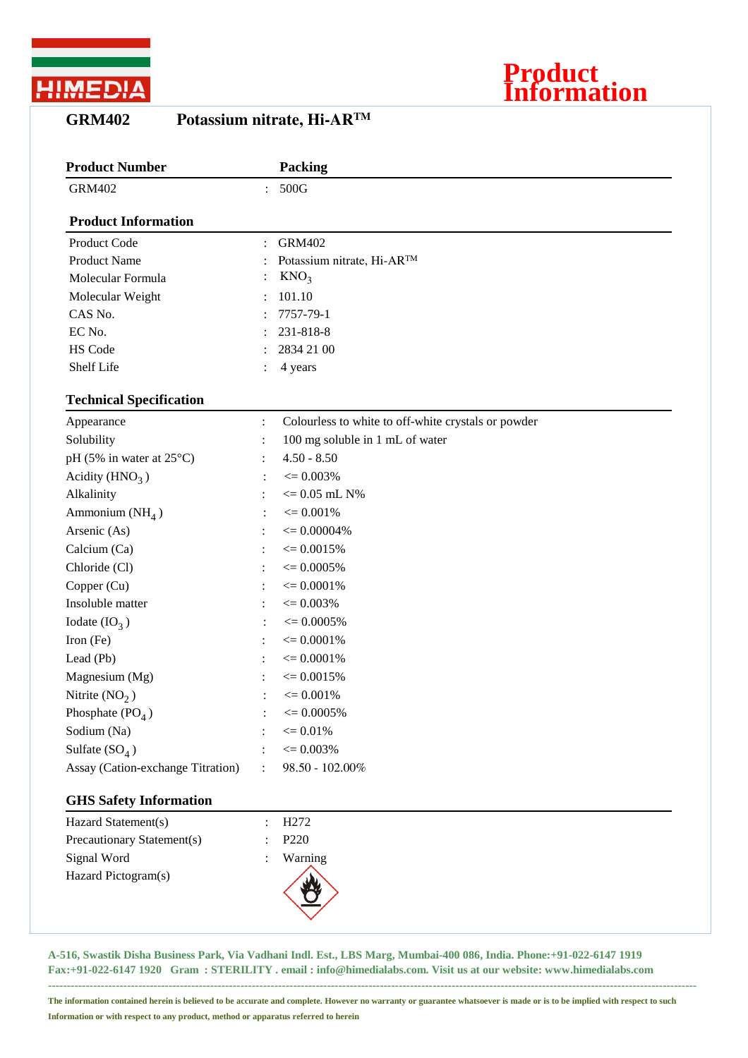# Product Information

## GRM402 Potassium nitrate, Hi-AR™

| Product Number | Packing |
|---|---|
| GRM402 | : 500G |

### Product Information

| | |
|---|---|
| Product Code | : GRM402 |
| Product Name | : Potassium nitrate, Hi-AR™ |
| Molecular Formula | : $KNO_3$ |
| Molecular Weight | : 101.10 |
| CAS No. | : 7757-79-1 |
| EC No. | : 231-818-8 |
| HS Code | : 2834 21 00 |
| Shelf Life | : 4 years |

### Technical Specification

| | |
|---|---|
| Appearance | : Colourless to white to off-white crystals or powder |
| Solubility | : 100 mg soluble in 1 mL of water |
| pH (5% in water at 25°C) | : 4.50 - 8.50 |
| Acidity ($HNO_3$) | : <= 0.003% |
| Alkalinity | : <= 0.05 mL N% |
| Ammonium ($NH_4$) | : <= 0.001% |
| Arsenic (As) | : <= 0.00004% |
| Calcium (Ca) | : <= 0.0015% |
| Chloride (Cl) | : <= 0.0005% |
| Copper (Cu) | : <= 0.0001% |
| Insoluble matter | : <= 0.003% |
| Iodate ($IO_3$) | : <= 0.0005% |
| Iron (Fe) | : <= 0.0001% |
| Lead (Pb) | : <= 0.0001% |
| Magnesium (Mg) | : <= 0.0015% |
| Nitrite ($NO_2$) | : <= 0.001% |
| Phosphate ($PO_4$) | : <= 0.0005% |
| Sodium (Na) | : <= 0.01% |
| Sulfate ($SO_4$) | : <= 0.003% |
| Assay (Cation-exchange Titration) | : 98.50 - 102.00% |

### GHS Safety Information

| | |
|---|---|
| Hazard Statement(s) | : H272 |
| Precautionary Statement(s) | : P220 |
| Signal Word | : Warning |
| Hazard Pictogram(s) | |

A-516, Swastik Disha Business Park, Via Vadhani Indl. Est., LBS Marg, Mumbai-400 086, India. Phone:+91-022-6147 1919 Fax:+91-022-6147 1920 Gram : STERILITY . email : info@himedialabs.com. Visit us at our website: www.himedialabs.com

The information contained herein is believed to be accurate and complete. However no warranty or guarantee whatsoever is made or is to be implied with respect to such Information or with respect to any product, method or apparatus referred to herein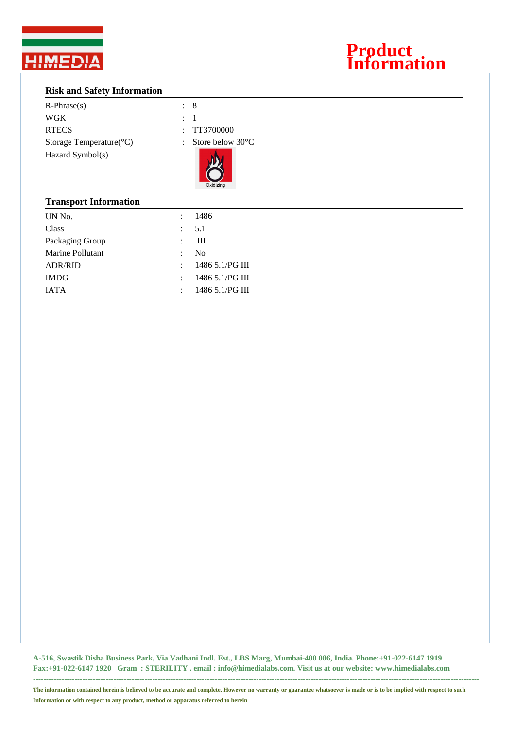## Risk and Safety Information

| | | |
|---|---|---|
| R-Phrase(s) | : | 8 |
| WGK | : | 1 |
| RTECS | : | TT3700000 |
| Storage Temperature(°C) | : | Store below 30°C |
| Hazard Symbol(s) | | Oxidizing |

## Transport Information

| | | |
|---|---|---|
| UN No. | : | 1486 |
| Class | : | 5.1 |
| Packaging Group | : | III |
| Marine Pollutant | : | No |
| ADR/RID | : | 1486 5.1/PG III |
| IMDG | : | 1486 5.1/PG III |
| IATA | : | 1486 5.1/PG III |

**A-516, Swastik Disha Business Park, Via Vadhani Indl. Est., LBS Marg, Mumbai-400 086, India. Phone:+91-022-6147 1919 Fax:+91-022-6147 1920 Gram : STERILITY . email : info@himedialabs.com. Visit us at our website: www.himedialabs.com**

**The information contained herein is believed to be accurate and complete. However no warranty or guarantee whatsoever is made or is to be implied with respect to such Information or with respect to any product, method or apparatus referred to herein**